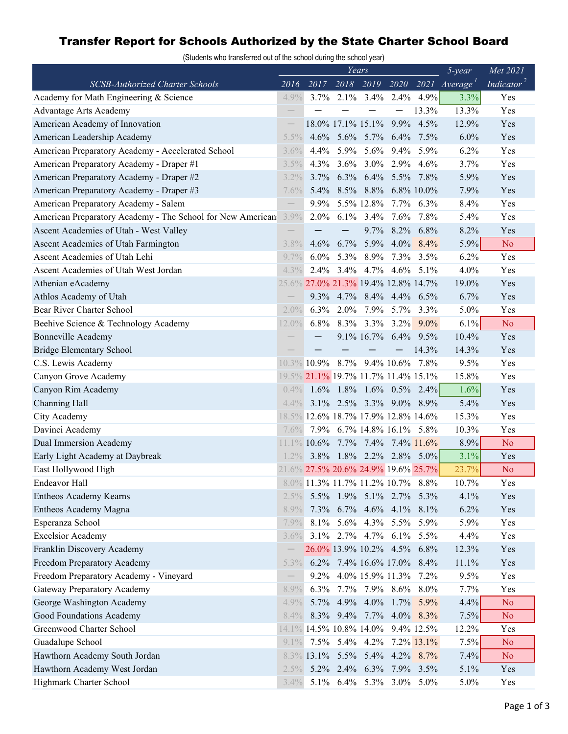# Transfer Report for Schools Authorized by the State Charter School Board

(Students who transferred out of the school during the school year)

| SCSB-Authorized Charter Schools | Years | | | | | | 5-year Average[1] | Met 2021 Indicator[2] |
|---|---|---|---|---|---|---|---|---|
| | 2016 | 2017 | 2018 | 2019 | 2020 | 2021 | | |
| Academy for Math Engineering & Science | 4.9% | 3.7% | 2.1% | 3.4% | 2.4% | 4.9% | 3.3% | Yes |
| Advantage Arts Academy | — | — | — | — | — | 13.3% | 13.3% | Yes |
| American Academy of Innovation | — | 18.0% | 17.1% | 15.1% | 9.9% | 4.5% | 12.9% | Yes |
| American Leadership Academy | 5.5% | 4.6% | 5.6% | 5.7% | 6.4% | 7.5% | 6.0% | Yes |
| American Preparatory Academy - Accelerated School | 3.6% | 4.4% | 5.9% | 5.6% | 9.4% | 5.9% | 6.2% | Yes |
| American Preparatory Academy - Draper #1 | 3.5% | 4.3% | 3.6% | 3.0% | 2.9% | 4.6% | 3.7% | Yes |
| American Preparatory Academy - Draper #2 | 3.2% | 3.7% | 6.3% | 6.4% | 5.5% | 7.8% | 5.9% | Yes |
| American Preparatory Academy - Draper #3 | 7.6% | 5.4% | 8.5% | 8.8% | 6.8% | 10.0% | 7.9% | Yes |
| American Preparatory Academy - Salem | — | 9.9% | 5.5% | 12.8% | 7.7% | 6.3% | 8.4% | Yes |
| American Preparatory Academy - The School for New Americans | 3.9% | 2.0% | 6.1% | 3.4% | 7.6% | 7.8% | 5.4% | Yes |
| Ascent Academies of Utah - West Valley | — | — | — | 9.7% | 8.2% | 6.8% | 8.2% | Yes |
| Ascent Academies of Utah Farmington | 3.8% | 4.6% | 6.7% | 5.9% | 4.0% | 8.4% | 5.9% | No |
| Ascent Academies of Utah Lehi | 9.7% | 6.0% | 5.3% | 8.9% | 7.3% | 3.5% | 6.2% | Yes |
| Ascent Academies of Utah West Jordan | 4.3% | 2.4% | 3.4% | 4.7% | 4.6% | 5.1% | 4.0% | Yes |
| Athenian eAcademy | 25.6% | 27.0% | 21.3% | 19.4% | 12.8% | 14.7% | 19.0% | Yes |
| Athlos Academy of Utah | — | 9.3% | 4.7% | 8.4% | 4.4% | 6.5% | 6.7% | Yes |
| Bear River Charter School | 2.0% | 6.3% | 2.0% | 7.9% | 5.7% | 3.3% | 5.0% | Yes |
| Beehive Science & Technology Academy | 12.0% | 6.8% | 8.3% | 3.3% | 3.2% | 9.0% | 6.1% | No |
| Bonneville Academy | — | — | 9.1% | 16.7% | 6.4% | 9.5% | 10.4% | Yes |
| Bridge Elementary School | — | — | — | — | — | 14.3% | 14.3% | Yes |
| C.S. Lewis Academy | 10.3% | 10.9% | 8.7% | 9.4% | 10.6% | 7.8% | 9.5% | Yes |
| Canyon Grove Academy | 19.5% | 21.1% | 19.7% | 11.7% | 11.4% | 15.1% | 15.8% | Yes |
| Canyon Rim Academy | 0.4% | 1.6% | 1.8% | 1.6% | 0.5% | 2.4% | 1.6% | Yes |
| Channing Hall | 4.4% | 3.1% | 2.5% | 3.3% | 9.0% | 8.9% | 5.4% | Yes |
| City Academy | 18.5% | 12.6% | 18.7% | 17.9% | 12.8% | 14.6% | 15.3% | Yes |
| Davinci Academy | 7.6% | 7.9% | 6.7% | 14.8% | 16.1% | 5.8% | 10.3% | Yes |
| Dual Immersion Academy | 11.1% | 10.6% | 7.7% | 7.4% | 7.4% | 11.6% | 8.9% | No |
| Early Light Academy at Daybreak | 1.2% | 3.8% | 1.8% | 2.2% | 2.8% | 5.0% | 3.1% | Yes |
| East Hollywood High | 21.6% | 27.5% | 20.6% | 24.9% | 19.6% | 25.7% | 23.7% | No |
| Endeavor Hall | 8.0% | 11.3% | 11.7% | 11.2% | 10.7% | 8.8% | 10.7% | Yes |
| Entheos Academy Kearns | 2.5% | 5.5% | 1.9% | 5.1% | 2.7% | 5.3% | 4.1% | Yes |
| Entheos Academy Magna | 8.9% | 7.3% | 6.7% | 4.6% | 4.1% | 8.1% | 6.2% | Yes |
| Esperanza School | 7.9% | 8.1% | 5.6% | 4.3% | 5.5% | 5.9% | 5.9% | Yes |
| Excelsior Academy | 3.6% | 3.1% | 2.7% | 4.7% | 6.1% | 5.5% | 4.4% | Yes |
| Franklin Discovery Academy | — | 26.0% | 13.9% | 10.2% | 4.5% | 6.8% | 12.3% | Yes |
| Freedom Preparatory Academy | 5.3% | 6.2% | 7.4% | 16.6% | 17.0% | 8.4% | 11.1% | Yes |
| Freedom Preparatory Academy - Vineyard | — | 9.2% | 4.0% | 15.9% | 11.3% | 7.2% | 9.5% | Yes |
| Gateway Preparatory Academy | 8.9% | 6.3% | 7.7% | 7.9% | 8.6% | 8.0% | 7.7% | Yes |
| George Washington Academy | 4.9% | 5.7% | 4.9% | 4.0% | 1.7% | 5.9% | 4.4% | No |
| Good Foundations Academy | 8.4% | 8.3% | 9.4% | 7.7% | 4.0% | 8.3% | 7.5% | No |
| Greenwood Charter School | 14.1% | 14.5% | 10.8% | 14.0% | 9.4% | 12.5% | 12.2% | Yes |
| Guadalupe School | 9.1% | 7.5% | 5.4% | 4.2% | 7.2% | 13.1% | 7.5% | No |
| Hawthorn Academy South Jordan | 8.3% | 13.1% | 5.5% | 5.4% | 4.2% | 8.7% | 7.4% | No |
| Hawthorn Academy West Jordan | 2.5% | 5.2% | 2.4% | 6.3% | 7.9% | 3.5% | 5.1% | Yes |
| Highmark Charter School | 3.4% | 5.1% | 6.4% | 5.3% | 3.0% | 5.0% | 5.0% | Yes |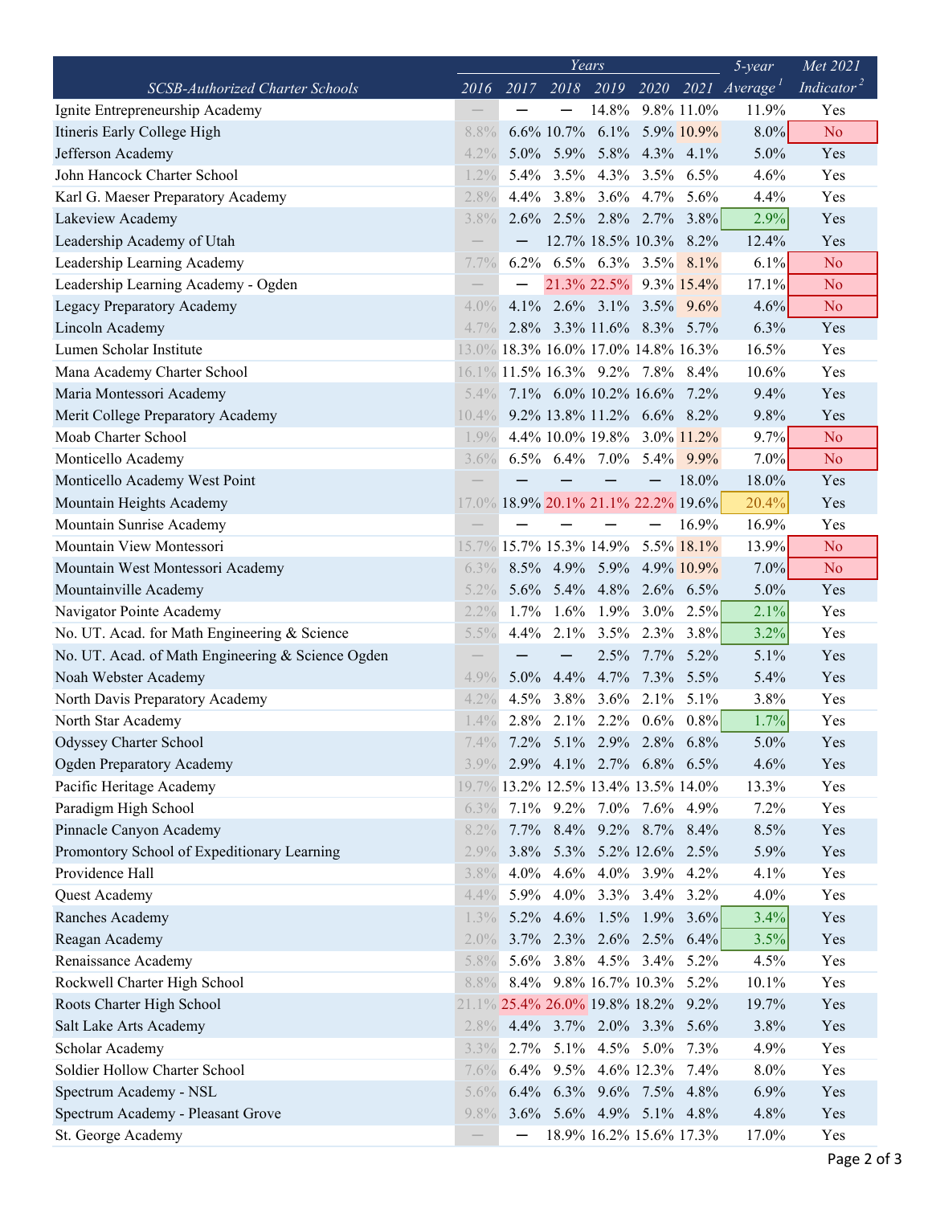| SCSB-Authorized Charter Schools | Years | | | | | | 5-year Average[1] | Met 2021 Indicator[2] |
|---|---|---|---|---|---|---|---|---|
| | 2016 | 2017 | 2018 | 2019 | 2020 | 2021 | | |
| Ignite Entrepreneurship Academy | — | — | — | 14.8% | 9.8% | 11.0% | 11.9% | Yes |
| Itineris Early College High | 8.8% | 6.6% | 10.7% | 6.1% | 5.9% | 10.9% | 8.0% | No |
| Jefferson Academy | 4.2% | 5.0% | 5.9% | 5.8% | 4.3% | 4.1% | 5.0% | Yes |
| John Hancock Charter School | 1.2% | 5.4% | 3.5% | 4.3% | 3.5% | 6.5% | 4.6% | Yes |
| Karl G. Maeser Preparatory Academy | 2.8% | 4.4% | 3.8% | 3.6% | 4.7% | 5.6% | 4.4% | Yes |
| Lakeview Academy | 3.8% | 2.6% | 2.5% | 2.8% | 2.7% | 3.8% | 2.9% | Yes |
| Leadership Academy of Utah | — | — | 12.7% | 18.5% | 10.3% | 8.2% | 12.4% | Yes |
| Leadership Learning Academy | 7.7% | 6.2% | 6.5% | 6.3% | 3.5% | 8.1% | 6.1% | No |
| Leadership Learning Academy - Ogden | — | — | 21.3% | 22.5% | 9.3% | 15.4% | 17.1% | No |
| Legacy Preparatory Academy | 4.0% | 4.1% | 2.6% | 3.1% | 3.5% | 9.6% | 4.6% | No |
| Lincoln Academy | 4.7% | 2.8% | 3.3% | 11.6% | 8.3% | 5.7% | 6.3% | Yes |
| Lumen Scholar Institute | 13.0% | 18.3% | 16.0% | 17.0% | 14.8% | 16.3% | 16.5% | Yes |
| Mana Academy Charter School | 16.1% | 11.5% | 16.3% | 9.2% | 7.8% | 8.4% | 10.6% | Yes |
| Maria Montessori Academy | 5.4% | 7.1% | 6.0% | 10.2% | 16.6% | 7.2% | 9.4% | Yes |
| Merit College Preparatory Academy | 10.4% | 9.2% | 13.8% | 11.2% | 6.6% | 8.2% | 9.8% | Yes |
| Moab Charter School | 1.9% | 4.4% | 10.0% | 19.8% | 3.0% | 11.2% | 9.7% | No |
| Monticello Academy | 3.6% | 6.5% | 6.4% | 7.0% | 5.4% | 9.9% | 7.0% | No |
| Monticello Academy West Point | — | — | — | — | — | 18.0% | 18.0% | Yes |
| Mountain Heights Academy | 17.0% | 18.9% | 20.1% | 21.1% | 22.2% | 19.6% | 20.4% | Yes |
| Mountain Sunrise Academy | — | — | — | — | — | 16.9% | 16.9% | Yes |
| Mountain View Montessori | 15.7% | 15.7% | 15.3% | 14.9% | 5.5% | 18.1% | 13.9% | No |
| Mountain West Montessori Academy | 6.3% | 8.5% | 4.9% | 5.9% | 4.9% | 10.9% | 7.0% | No |
| Mountainville Academy | 5.2% | 5.6% | 5.4% | 4.8% | 2.6% | 6.5% | 5.0% | Yes |
| Navigator Pointe Academy | 2.2% | 1.7% | 1.6% | 1.9% | 3.0% | 2.5% | 2.1% | Yes |
| No. UT. Acad. for Math Engineering & Science | 5.5% | 4.4% | 2.1% | 3.5% | 2.3% | 3.8% | 3.2% | Yes |
| No. UT. Acad. of Math Engineering & Science Ogden | — | — | — | 2.5% | 7.7% | 5.2% | 5.1% | Yes |
| Noah Webster Academy | 4.9% | 5.0% | 4.4% | 4.7% | 7.3% | 5.5% | 5.4% | Yes |
| North Davis Preparatory Academy | 4.2% | 4.5% | 3.8% | 3.6% | 2.1% | 5.1% | 3.8% | Yes |
| North Star Academy | 1.4% | 2.8% | 2.1% | 2.2% | 0.6% | 0.8% | 1.7% | Yes |
| Odyssey Charter School | 7.4% | 7.2% | 5.1% | 2.9% | 2.8% | 6.8% | 5.0% | Yes |
| Ogden Preparatory Academy | 3.9% | 2.9% | 4.1% | 2.7% | 6.8% | 6.5% | 4.6% | Yes |
| Pacific Heritage Academy | 19.7% | 13.2% | 12.5% | 13.4% | 13.5% | 14.0% | 13.3% | Yes |
| Paradigm High School | 6.3% | 7.1% | 9.2% | 7.0% | 7.6% | 4.9% | 7.2% | Yes |
| Pinnacle Canyon Academy | 8.2% | 7.7% | 8.4% | 9.2% | 8.7% | 8.4% | 8.5% | Yes |
| Promontory School of Expeditionary Learning | 2.9% | 3.8% | 5.3% | 5.2% | 12.6% | 2.5% | 5.9% | Yes |
| Providence Hall | 3.8% | 4.0% | 4.6% | 4.0% | 3.9% | 4.2% | 4.1% | Yes |
| Quest Academy | 4.4% | 5.9% | 4.0% | 3.3% | 3.4% | 3.2% | 4.0% | Yes |
| Ranches Academy | 1.3% | 5.2% | 4.6% | 1.5% | 1.9% | 3.6% | 3.4% | Yes |
| Reagan Academy | 2.0% | 3.7% | 2.3% | 2.6% | 2.5% | 6.4% | 3.5% | Yes |
| Renaissance Academy | 5.8% | 5.6% | 3.8% | 4.5% | 3.4% | 5.2% | 4.5% | Yes |
| Rockwell Charter High School | 8.8% | 8.4% | 9.8% | 16.7% | 10.3% | 5.2% | 10.1% | Yes |
| Roots Charter High School | 21.1% | 25.4% | 26.0% | 19.8% | 18.2% | 9.2% | 19.7% | Yes |
| Salt Lake Arts Academy | 2.8% | 4.4% | 3.7% | 2.0% | 3.3% | 5.6% | 3.8% | Yes |
| Scholar Academy | 3.3% | 2.7% | 5.1% | 4.5% | 5.0% | 7.3% | 4.9% | Yes |
| Soldier Hollow Charter School | 7.6% | 6.4% | 9.5% | 4.6% | 12.3% | 7.4% | 8.0% | Yes |
| Spectrum Academy - NSL | 5.6% | 6.4% | 6.3% | 9.6% | 7.5% | 4.8% | 6.9% | Yes |
| Spectrum Academy - Pleasant Grove | 9.8% | 3.6% | 5.6% | 4.9% | 5.1% | 4.8% | 4.8% | Yes |
| St. George Academy | — | — | 18.9% | 16.2% | 15.6% | 17.3% | 17.0% | Yes |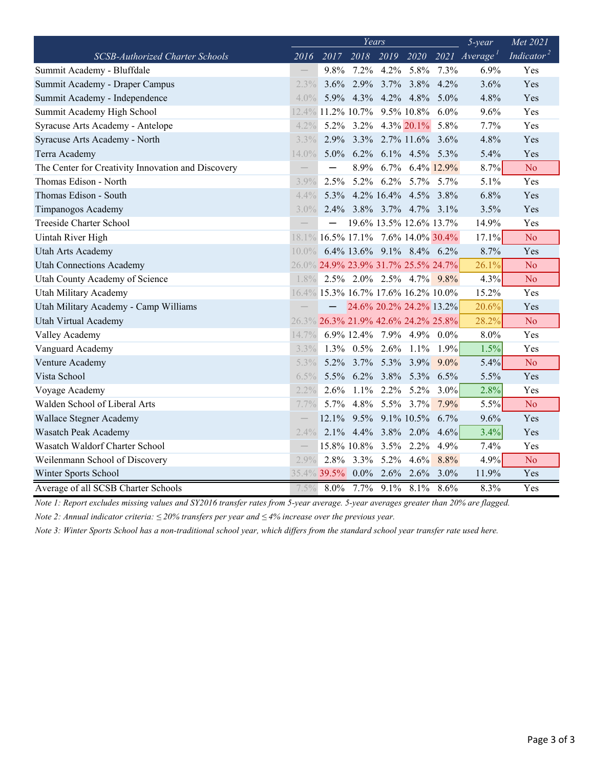| SCSB-Authorized Charter Schools | Years | | | | | | 5-year Average[1] | Met 2021 Indicator[2] |
|---|---|---|---|---|---|---|---|---|
| | 2016 | 2017 | 2018 | 2019 | 2020 | 2021 | | |
| Summit Academy - Bluffdale | — | 9.8% | 7.2% | 4.2% | 5.8% | 7.3% | 6.9% | Yes |
| Summit Academy - Draper Campus | 2.3% | 3.6% | 2.9% | 3.7% | 3.8% | 4.2% | 3.6% | Yes |
| Summit Academy - Independence | 4.0% | 5.9% | 4.3% | 4.2% | 4.8% | 5.0% | 4.8% | Yes |
| Summit Academy High School | 12.4% | 11.2% | 10.7% | 9.5% | 10.8% | 6.0% | 9.6% | Yes |
| Syracuse Arts Academy - Antelope | 4.2% | 5.2% | 3.2% | 4.3% | 20.1% | 5.8% | 7.7% | Yes |
| Syracuse Arts Academy - North | 3.3% | 2.9% | 3.3% | 2.7% | 11.6% | 3.6% | 4.8% | Yes |
| Terra Academy | 14.0% | 5.0% | 6.2% | 6.1% | 4.5% | 5.3% | 5.4% | Yes |
| The Center for Creativity Innovation and Discovery | — | — | 8.9% | 6.7% | 6.4% | 12.9% | 8.7% | No |
| Thomas Edison - North | 3.9% | 2.5% | 5.2% | 6.2% | 5.7% | 5.7% | 5.1% | Yes |
| Thomas Edison - South | 4.4% | 5.3% | 4.2% | 16.4% | 4.5% | 3.8% | 6.8% | Yes |
| Timpanogos Academy | 3.0% | 2.4% | 3.8% | 3.7% | 4.7% | 3.1% | 3.5% | Yes |
| Treeside Charter School | — | — | 19.6% | 13.5% | 12.6% | 13.7% | 14.9% | Yes |
| Uintah River High | 18.1% | 16.5% | 17.1% | 7.6% | 14.0% | 30.4% | 17.1% | No |
| Utah Arts Academy | 10.0% | 6.4% | 13.6% | 9.1% | 8.4% | 6.2% | 8.7% | Yes |
| Utah Connections Academy | 26.0% | 24.9% | 23.9% | 31.7% | 25.5% | 24.7% | 26.1% | No |
| Utah County Academy of Science | 1.8% | 2.5% | 2.0% | 2.5% | 4.7% | 9.8% | 4.3% | No |
| Utah Military Academy | 16.4% | 15.3% | 16.7% | 17.6% | 16.2% | 10.0% | 15.2% | Yes |
| Utah Military Academy - Camp Williams | — | — | 24.6% | 20.2% | 24.2% | 13.2% | 20.6% | Yes |
| Utah Virtual Academy | 26.3% | 26.3% | 21.9% | 42.6% | 24.2% | 25.8% | 28.2% | No |
| Valley Academy | 14.7% | 6.9% | 12.4% | 7.9% | 4.9% | 0.0% | 8.0% | Yes |
| Vanguard Academy | 3.3% | 1.3% | 0.5% | 2.6% | 1.1% | 1.9% | 1.5% | Yes |
| Venture Academy | 5.3% | 5.2% | 3.7% | 5.3% | 3.9% | 9.0% | 5.4% | No |
| Vista School | 6.5% | 5.5% | 6.2% | 3.8% | 5.3% | 6.5% | 5.5% | Yes |
| Voyage Academy | 2.2% | 2.6% | 1.1% | 2.2% | 5.2% | 3.0% | 2.8% | Yes |
| Walden School of Liberal Arts | 7.7% | 5.7% | 4.8% | 5.5% | 3.7% | 7.9% | 5.5% | No |
| Wallace Stegner Academy | — | 12.1% | 9.5% | 9.1% | 10.5% | 6.7% | 9.6% | Yes |
| Wasatch Peak Academy | 2.4% | 2.1% | 4.4% | 3.8% | 2.0% | 4.6% | 3.4% | Yes |
| Wasatch Waldorf Charter School | — | 15.8% | 10.8% | 3.5% | 2.2% | 4.9% | 7.4% | Yes |
| Weilenmann School of Discovery | 2.9% | 2.8% | 3.3% | 5.2% | 4.6% | 8.8% | 4.9% | No |
| Winter Sports School | 35.4% | 39.5% | 0.0% | 2.6% | 2.6% | 3.0% | 11.9% | Yes |
| Average of all SCSB Charter Schools | 7.5% | 8.0% | 7.7% | 9.1% | 8.1% | 8.6% | 8.3% | Yes |

*Note 1: Report excludes missing values and SY2016 transfer rates from 5-year average. 5-year averages greater than 20% are flagged.*

*Note 2: Annual indicator criteria: ≤ 20% transfers per year and ≤ 4% increase over the previous year.*

*Note 3: Winter Sports School has a non-traditional school year, which differs from the standard school year transfer rate used here.*